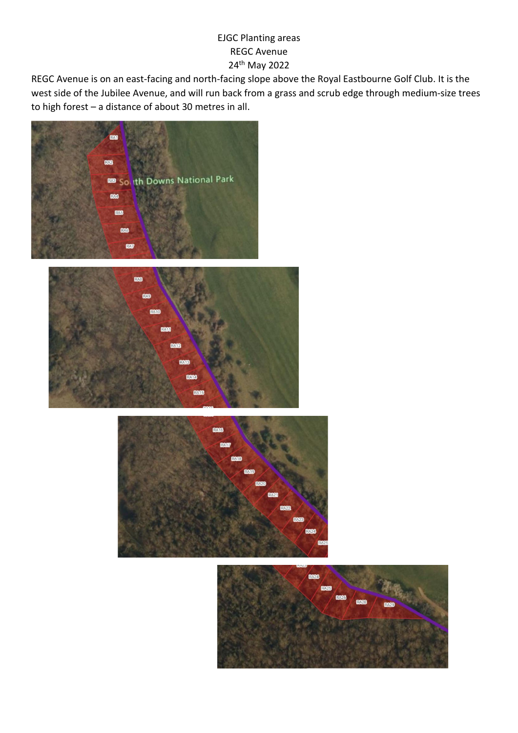EJGC Planting areas

REGC Avenue

24th May 2022

REGC Avenue is on an east-facing and north-facing slope above the Royal Eastbourne Golf Club. It is the west side of the Jubilee Avenue, and will run back from a grass and scrub edge through medium-size trees to high forest – a distance of about 30 metres in all.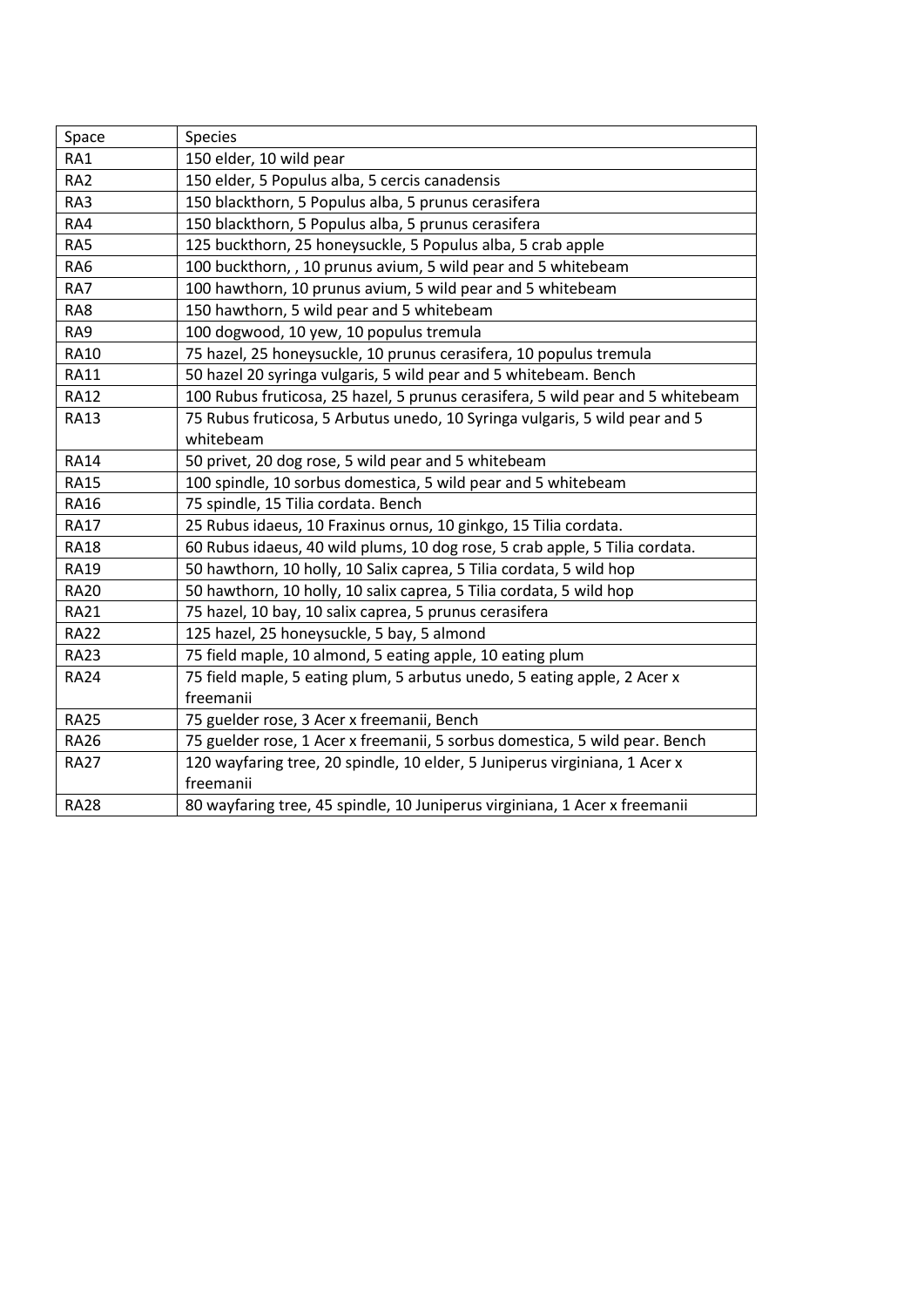| Space | Species |
|---|---|
| RA1 | 150 elder, 10 wild pear |
| RA2 | 150 elder, 5 Populus alba, 5 cercis canadensis |
| RA3 | 150 blackthorn, 5 Populus alba, 5 prunus cerasifera |
| RA4 | 150 blackthorn, 5 Populus alba, 5 prunus cerasifera |
| RA5 | 125 buckthorn, 25 honeysuckle, 5 Populus alba, 5 crab apple |
| RA6 | 100 buckthorn, , 10 prunus avium, 5 wild pear and 5 whitebeam |
| RA7 | 100 hawthorn, 10 prunus avium, 5 wild pear and 5 whitebeam |
| RA8 | 150 hawthorn, 5 wild pear and 5 whitebeam |
| RA9 | 100 dogwood, 10 yew, 10 populus tremula |
| RA10 | 75 hazel, 25 honeysuckle, 10 prunus cerasifera, 10 populus tremula |
| RA11 | 50 hazel 20 syringa vulgaris, 5 wild pear and 5 whitebeam. Bench |
| RA12 | 100 Rubus fruticosa, 25 hazel, 5 prunus cerasifera, 5 wild pear and 5 whitebeam |
| RA13 | 75 Rubus fruticosa, 5 Arbutus unedo, 10 Syringa vulgaris, 5 wild pear and 5 whitebeam |
| RA14 | 50 privet, 20 dog rose, 5 wild pear and 5 whitebeam |
| RA15 | 100 spindle, 10 sorbus domestica, 5 wild pear and 5 whitebeam |
| RA16 | 75 spindle, 15 Tilia cordata. Bench |
| RA17 | 25 Rubus idaeus, 10 Fraxinus ornus, 10 ginkgo, 15 Tilia cordata. |
| RA18 | 60 Rubus idaeus, 40 wild plums, 10 dog rose, 5 crab apple, 5 Tilia cordata. |
| RA19 | 50 hawthorn, 10 holly, 10 Salix caprea, 5 Tilia cordata, 5 wild hop |
| RA20 | 50 hawthorn, 10 holly, 10 salix caprea, 5 Tilia cordata, 5 wild hop |
| RA21 | 75 hazel, 10 bay, 10 salix caprea, 5 prunus cerasifera |
| RA22 | 125 hazel, 25 honeysuckle, 5 bay, 5 almond |
| RA23 | 75 field maple, 10 almond, 5 eating apple, 10 eating plum |
| RA24 | 75 field maple, 5 eating plum, 5 arbutus unedo, 5 eating apple, 2 Acer x freemanii |
| RA25 | 75 guelder rose, 3 Acer x freemanii, Bench |
| RA26 | 75 guelder rose, 1 Acer x freemanii, 5 sorbus domestica, 5 wild pear. Bench |
| RA27 | 120 wayfaring tree, 20 spindle, 10 elder, 5 Juniperus virginiana, 1 Acer x freemanii |
| RA28 | 80 wayfaring tree, 45 spindle, 10 Juniperus virginiana, 1 Acer x freemanii |